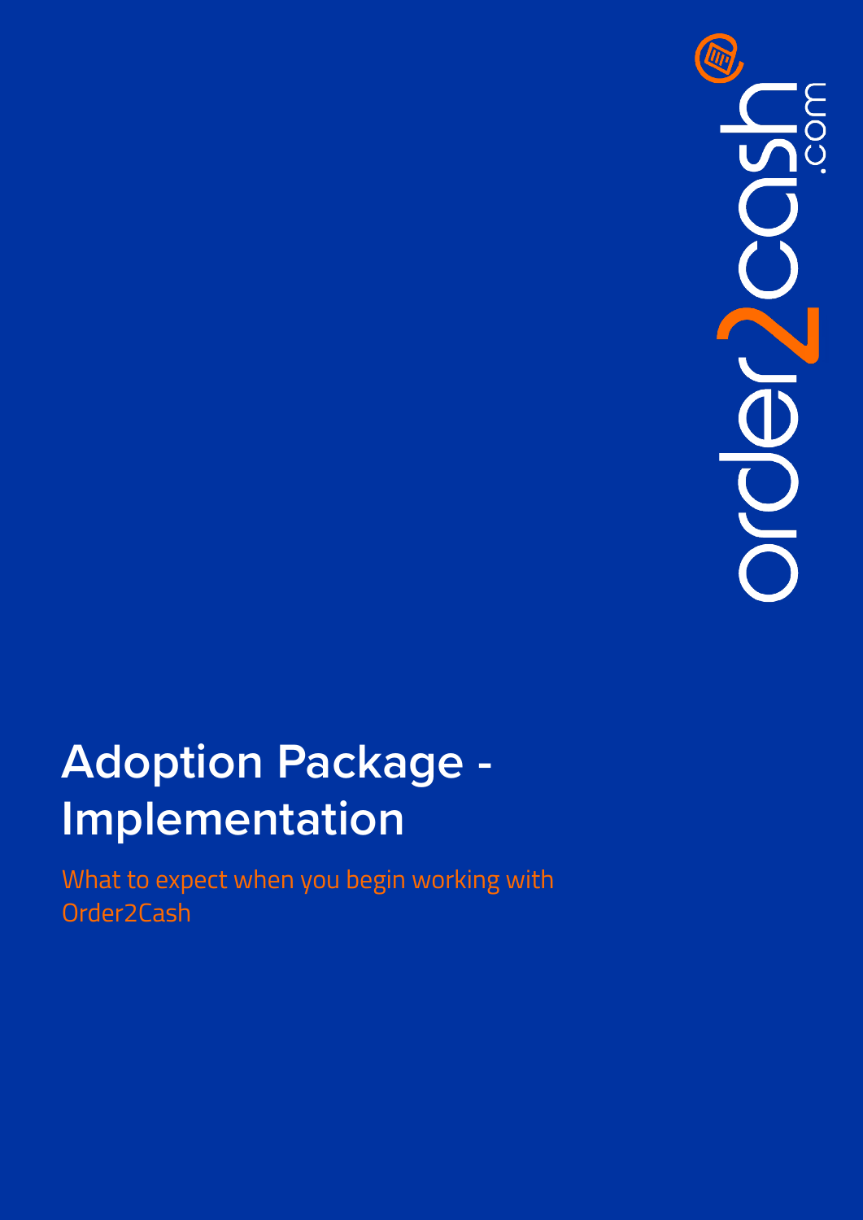order2cash.com

# Adoption Package - Implementation

What to expect when you begin working with Order2Cash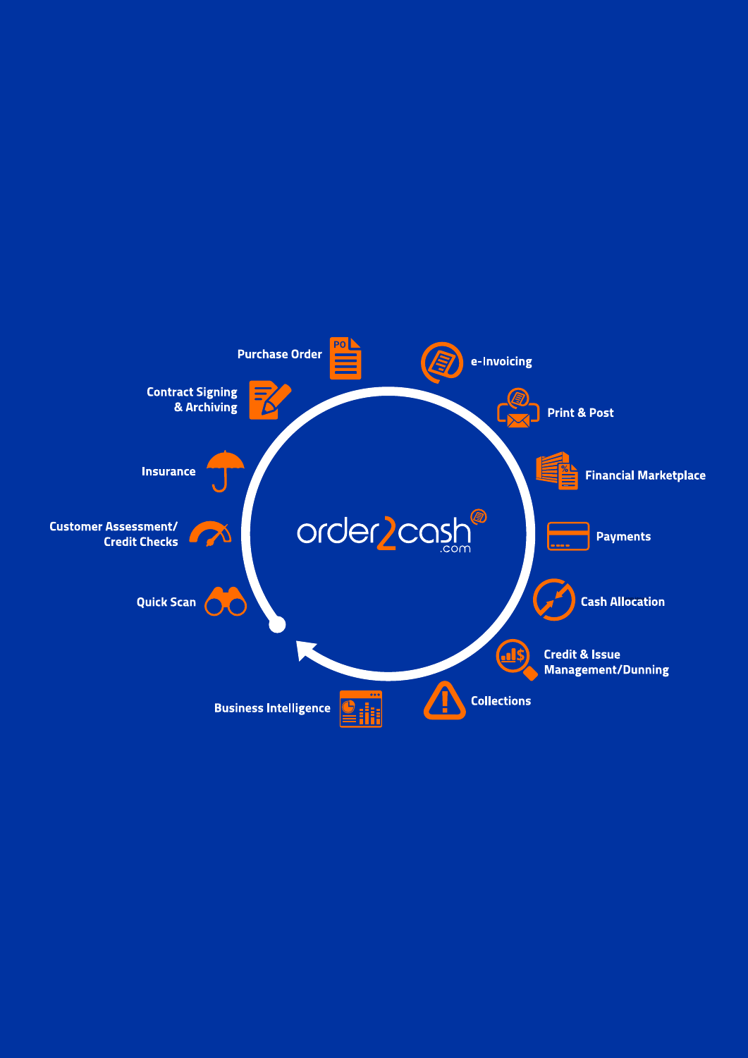order2cash.com

- Purchase Order
- e-Invoicing
- Print & Post
- Financial Marketplace
- Payments
- Cash Allocation
- Credit & Issue Management/Dunning
- Collections
- Business Intelligence
- Quick Scan
- Customer Assessment/ Credit Checks
- Insurance
- Contract Signing & Archiving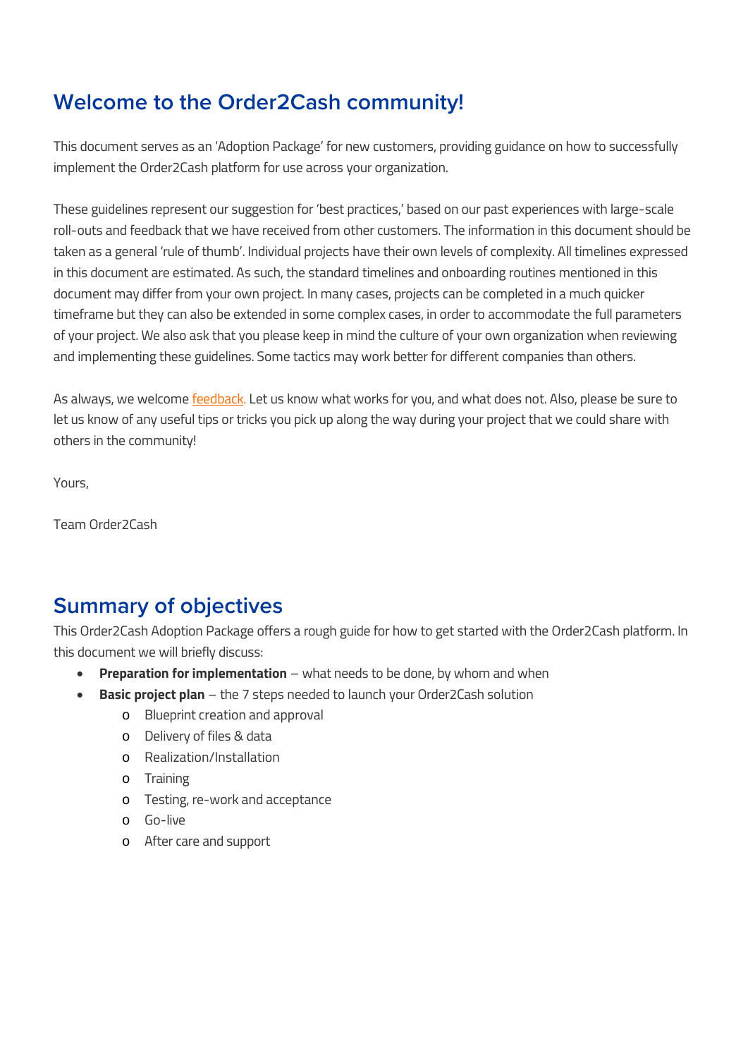## Welcome to the Order2Cash community!

This document serves as an 'Adoption Package' for new customers, providing guidance on how to successfully implement the Order2Cash platform for use across your organization.

These guidelines represent our suggestion for 'best practices,' based on our past experiences with large-scale roll-outs and feedback that we have received from other customers. The information in this document should be taken as a general 'rule of thumb'. Individual projects have their own levels of complexity. All timelines expressed in this document are estimated. As such, the standard timelines and onboarding routines mentioned in this document may differ from your own project. In many cases, projects can be completed in a much quicker timeframe but they can also be extended in some complex cases, in order to accommodate the full parameters of your project. We also ask that you please keep in mind the culture of your own organization when reviewing and implementing these guidelines. Some tactics may work better for different companies than others.

As always, we welcome feedback. Let us know what works for you, and what does not. Also, please be sure to let us know of any useful tips or tricks you pick up along the way during your project that we could share with others in the community!

Yours,

Team Order2Cash

## Summary of objectives

This Order2Cash Adoption Package offers a rough guide for how to get started with the Order2Cash platform. In this document we will briefly discuss:

- **Preparation for implementation** – what needs to be done, by whom and when
- **Basic project plan** – the 7 steps needed to launch your Order2Cash solution
  - Blueprint creation and approval
  - Delivery of files & data
  - Realization/Installation
  - Training
  - Testing, re-work and acceptance
  - Go-live
  - After care and support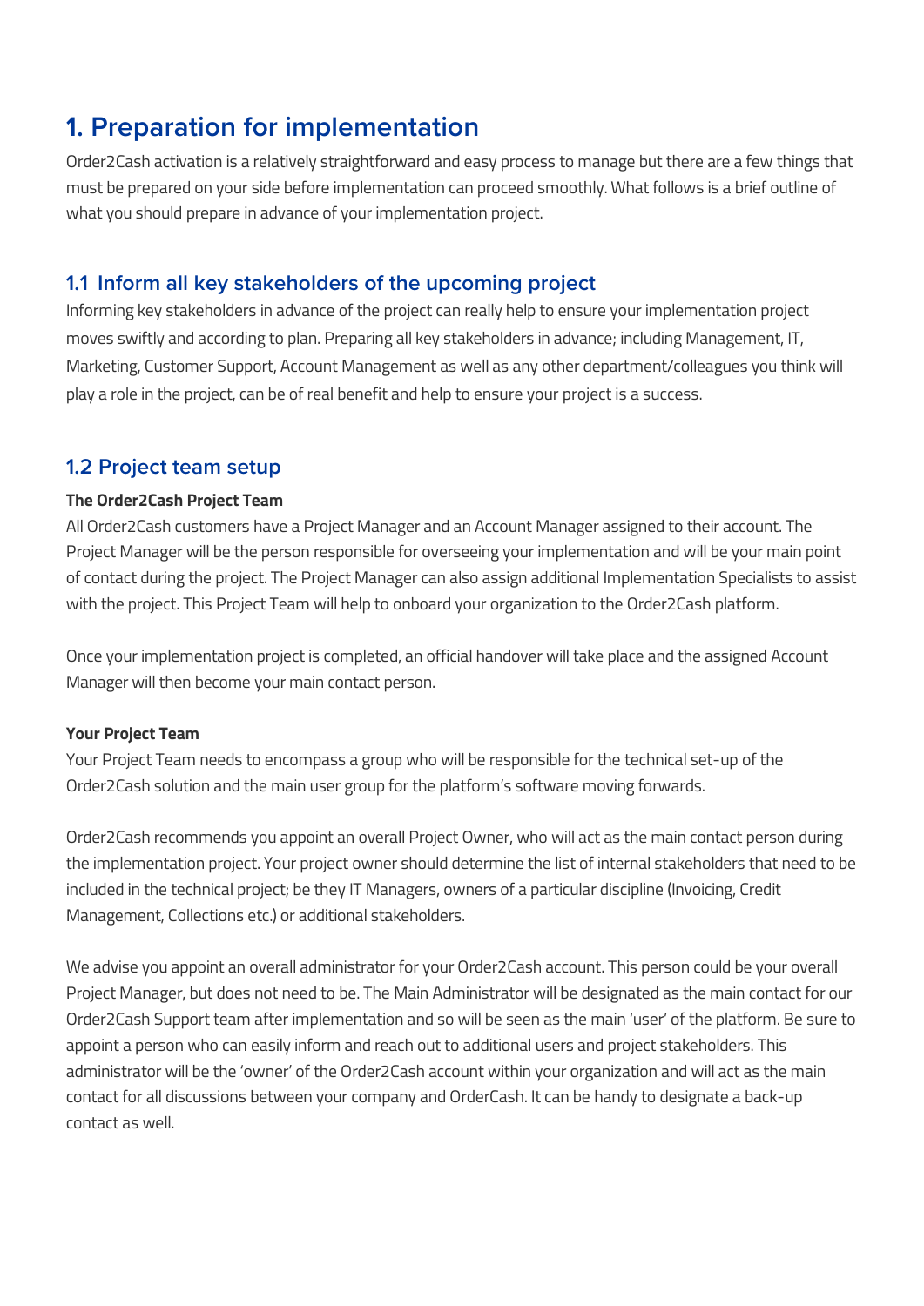# 1. Preparation for implementation

Order2Cash activation is a relatively straightforward and easy process to manage but there are a few things that must be prepared on your side before implementation can proceed smoothly. What follows is a brief outline of what you should prepare in advance of your implementation project.

## 1.1 Inform all key stakeholders of the upcoming project

Informing key stakeholders in advance of the project can really help to ensure your implementation project moves swiftly and according to plan. Preparing all key stakeholders in advance; including Management, IT, Marketing, Customer Support, Account Management as well as any other department/colleagues you think will play a role in the project, can be of real benefit and help to ensure your project is a success.

## 1.2 Project team setup

**The Order2Cash Project Team**

All Order2Cash customers have a Project Manager and an Account Manager assigned to their account. The Project Manager will be the person responsible for overseeing your implementation and will be your main point of contact during the project. The Project Manager can also assign additional Implementation Specialists to assist with the project. This Project Team will help to onboard your organization to the Order2Cash platform.

Once your implementation project is completed, an official handover will take place and the assigned Account Manager will then become your main contact person.

**Your Project Team**

Your Project Team needs to encompass a group who will be responsible for the technical set-up of the Order2Cash solution and the main user group for the platform's software moving forwards.

Order2Cash recommends you appoint an overall Project Owner, who will act as the main contact person during the implementation project. Your project owner should determine the list of internal stakeholders that need to be included in the technical project; be they IT Managers, owners of a particular discipline (Invoicing, Credit Management, Collections etc.) or additional stakeholders.

We advise you appoint an overall administrator for your Order2Cash account. This person could be your overall Project Manager, but does not need to be. The Main Administrator will be designated as the main contact for our Order2Cash Support team after implementation and so will be seen as the main 'user' of the platform. Be sure to appoint a person who can easily inform and reach out to additional users and project stakeholders. This administrator will be the 'owner' of the Order2Cash account within your organization and will act as the main contact for all discussions between your company and OrderCash. It can be handy to designate a back-up contact as well.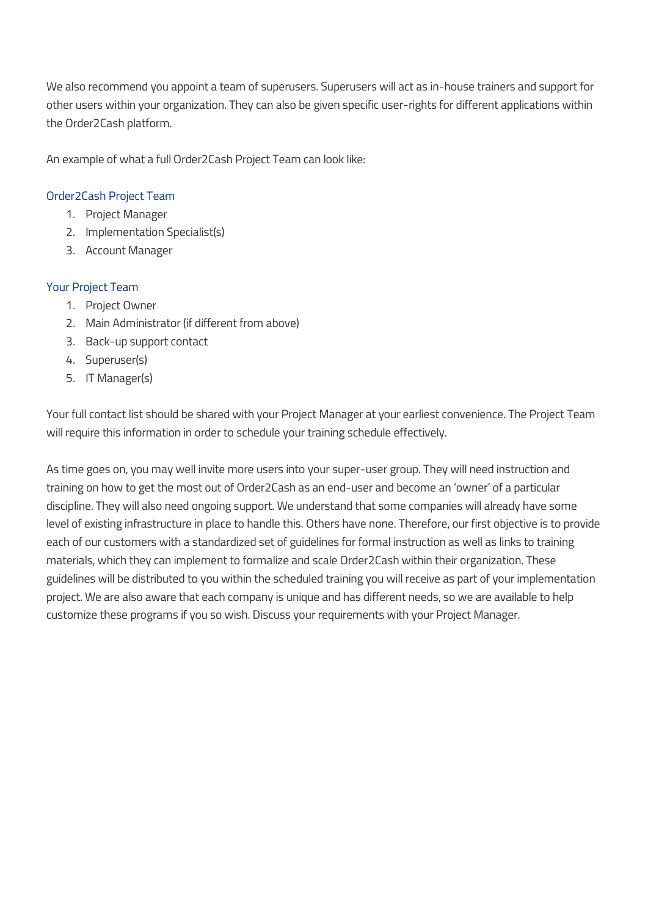We also recommend you appoint a team of superusers. Superusers will act as in-house trainers and support for other users within your organization. They can also be given specific user-rights for different applications within the Order2Cash platform.

An example of what a full Order2Cash Project Team can look like:

### Order2Cash Project Team

1. Project Manager
2. Implementation Specialist(s)
3. Account Manager

### Your Project Team

1. Project Owner
2. Main Administrator (if different from above)
3. Back-up support contact
4. Superuser(s)
5. IT Manager(s)

Your full contact list should be shared with your Project Manager at your earliest convenience. The Project Team will require this information in order to schedule your training schedule effectively.

As time goes on, you may well invite more users into your super-user group. They will need instruction and training on how to get the most out of Order2Cash as an end-user and become an 'owner' of a particular discipline. They will also need ongoing support. We understand that some companies will already have some level of existing infrastructure in place to handle this. Others have none. Therefore, our first objective is to provide each of our customers with a standardized set of guidelines for formal instruction as well as links to training materials, which they can implement to formalize and scale Order2Cash within their organization. These guidelines will be distributed to you within the scheduled training you will receive as part of your implementation project. We are also aware that each company is unique and has different needs, so we are available to help customize these programs if you so wish. Discuss your requirements with your Project Manager.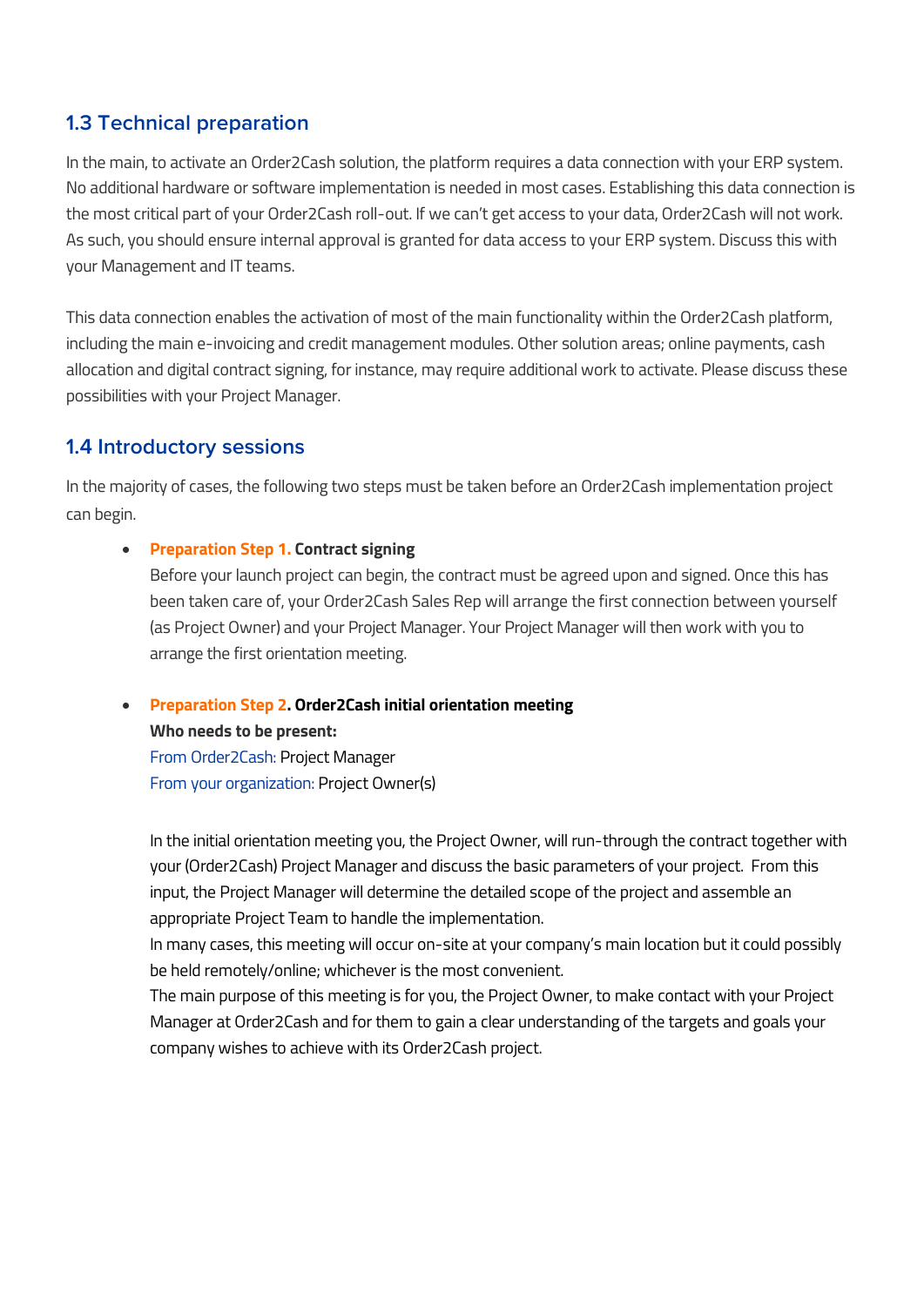## 1.3 Technical preparation

In the main, to activate an Order2Cash solution, the platform requires a data connection with your ERP system. No additional hardware or software implementation is needed in most cases. Establishing this data connection is the most critical part of your Order2Cash roll-out. If we can't get access to your data, Order2Cash will not work. As such, you should ensure internal approval is granted for data access to your ERP system. Discuss this with your Management and IT teams.

This data connection enables the activation of most of the main functionality within the Order2Cash platform, including the main e-invoicing and credit management modules. Other solution areas; online payments, cash allocation and digital contract signing, for instance, may require additional work to activate. Please discuss these possibilities with your Project Manager.

## 1.4 Introductory sessions

In the majority of cases, the following two steps must be taken before an Order2Cash implementation project can begin.

- **Preparation Step 1. Contract signing**
  Before your launch project can begin, the contract must be agreed upon and signed. Once this has been taken care of, your Order2Cash Sales Rep will arrange the first connection between yourself (as Project Owner) and your Project Manager. Your Project Manager will then work with you to arrange the first orientation meeting.

- **Preparation Step 2. Order2Cash initial orientation meeting**
  **Who needs to be present:**
  From Order2Cash: Project Manager
  From your organization: Project Owner(s)

  In the initial orientation meeting you, the Project Owner, will run-through the contract together with your (Order2Cash) Project Manager and discuss the basic parameters of your project. From this input, the Project Manager will determine the detailed scope of the project and assemble an appropriate Project Team to handle the implementation.
  In many cases, this meeting will occur on-site at your company's main location but it could possibly be held remotely/online; whichever is the most convenient.
  The main purpose of this meeting is for you, the Project Owner, to make contact with your Project Manager at Order2Cash and for them to gain a clear understanding of the targets and goals your company wishes to achieve with its Order2Cash project.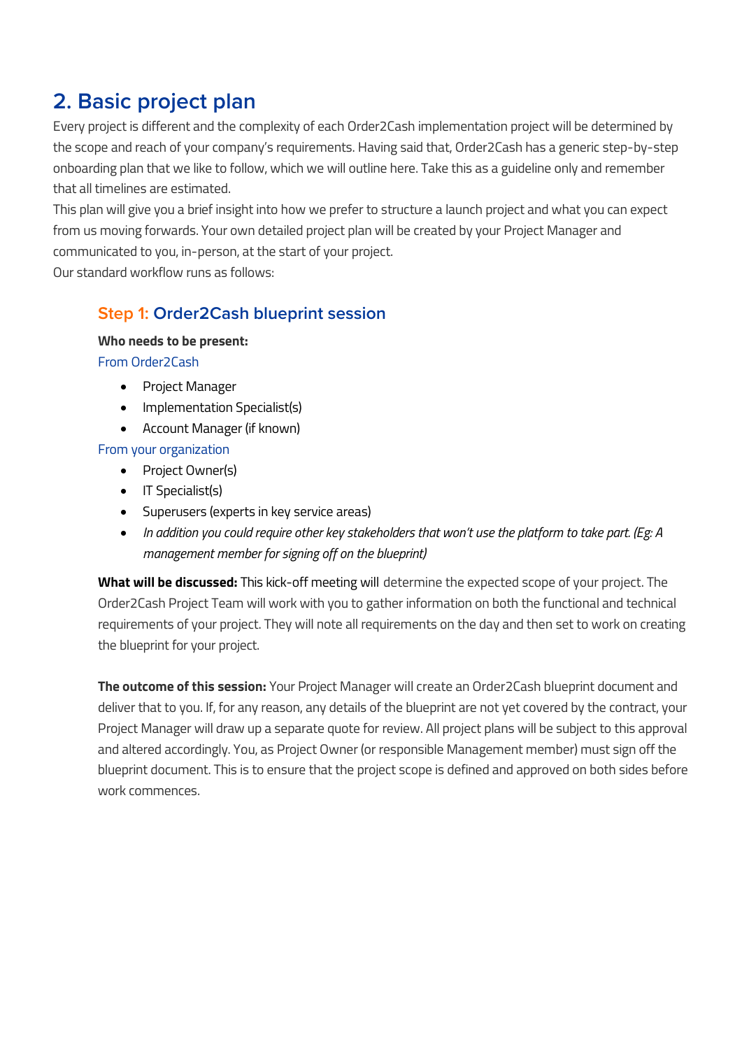## 2. Basic project plan

Every project is different and the complexity of each Order2Cash implementation project will be determined by the scope and reach of your company's requirements. Having said that, Order2Cash has a generic step-by-step onboarding plan that we like to follow, which we will outline here. Take this as a guideline only and remember that all timelines are estimated.

This plan will give you a brief insight into how we prefer to structure a launch project and what you can expect from us moving forwards. Your own detailed project plan will be created by your Project Manager and communicated to you, in-person, at the start of your project.

Our standard workflow runs as follows:

### Step 1: Order2Cash blueprint session

**Who needs to be present:**

From Order2Cash

- Project Manager
- Implementation Specialist(s)
- Account Manager (if known)

From your organization

- Project Owner(s)
- IT Specialist(s)
- Superusers (experts in key service areas)
- *In addition you could require other key stakeholders that won't use the platform to take part. (Eg: A management member for signing off on the blueprint)*

**What will be discussed:** This kick-off meeting will determine the expected scope of your project. The Order2Cash Project Team will work with you to gather information on both the functional and technical requirements of your project. They will note all requirements on the day and then set to work on creating the blueprint for your project.

**The outcome of this session:** Your Project Manager will create an Order2Cash blueprint document and deliver that to you. If, for any reason, any details of the blueprint are not yet covered by the contract, your Project Manager will draw up a separate quote for review. All project plans will be subject to this approval and altered accordingly. You, as Project Owner (or responsible Management member) must sign off the blueprint document. This is to ensure that the project scope is defined and approved on both sides before work commences.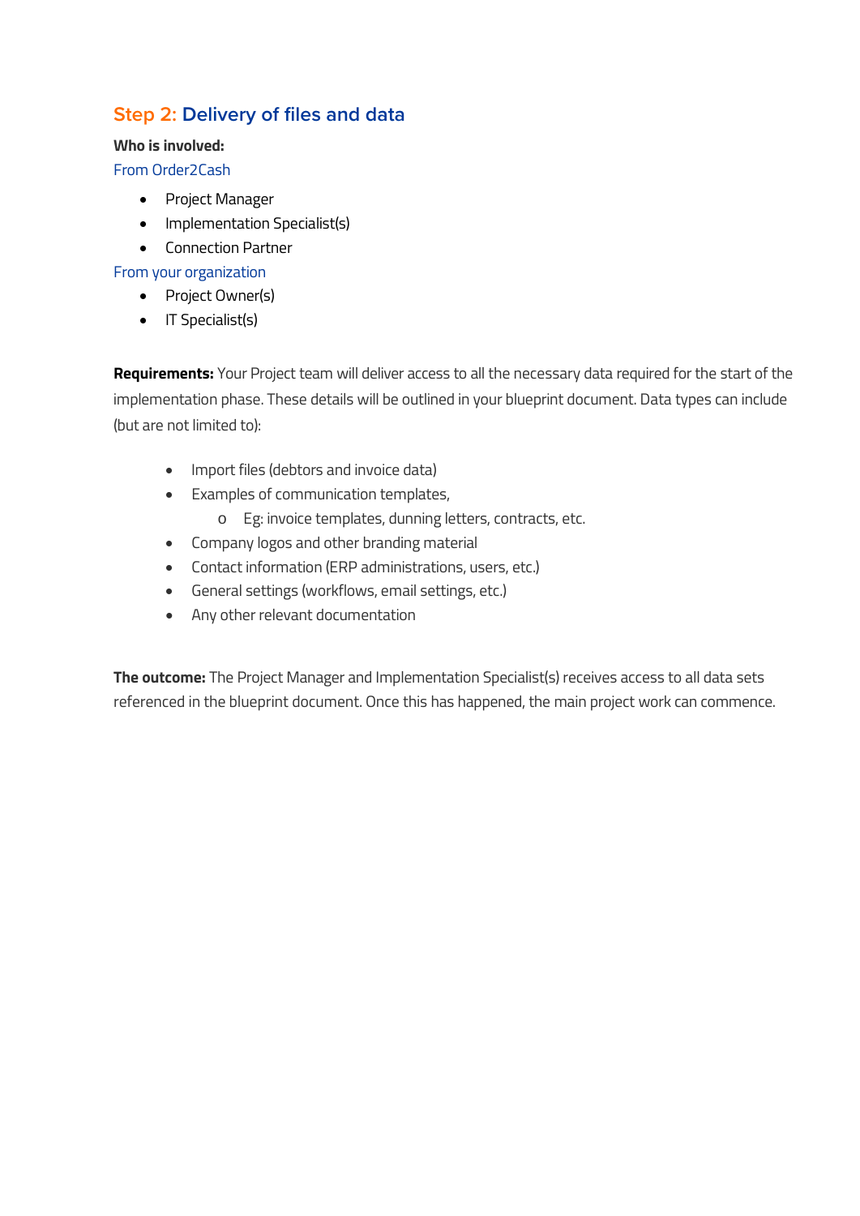## Step 2: Delivery of files and data

**Who is involved:**

From Order2Cash

- Project Manager
- Implementation Specialist(s)
- Connection Partner

From your organization

- Project Owner(s)
- IT Specialist(s)

**Requirements:** Your Project team will deliver access to all the necessary data required for the start of the implementation phase. These details will be outlined in your blueprint document. Data types can include (but are not limited to):

- Import files (debtors and invoice data)
- Examples of communication templates,
  - Eg: invoice templates, dunning letters, contracts, etc.
- Company logos and other branding material
- Contact information (ERP administrations, users, etc.)
- General settings (workflows, email settings, etc.)
- Any other relevant documentation

**The outcome:** The Project Manager and Implementation Specialist(s) receives access to all data sets referenced in the blueprint document. Once this has happened, the main project work can commence.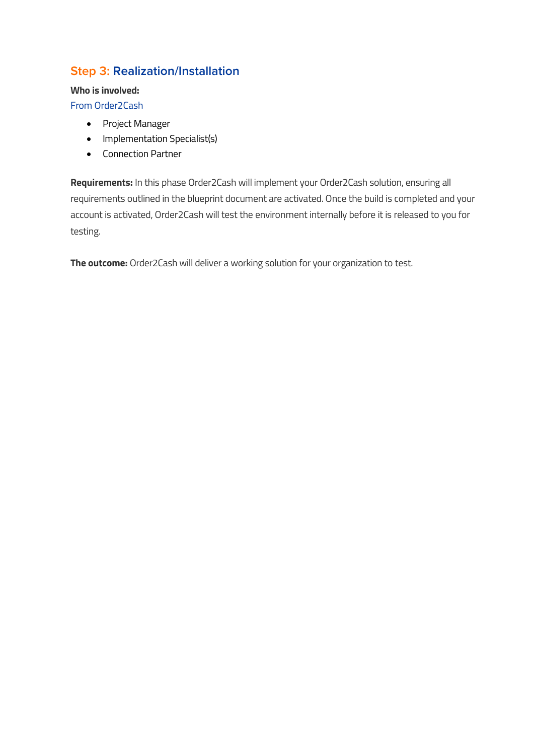## Step 3: Realization/Installation

**Who is involved:**

From Order2Cash

- Project Manager
- Implementation Specialist(s)
- Connection Partner

**Requirements:** In this phase Order2Cash will implement your Order2Cash solution, ensuring all requirements outlined in the blueprint document are activated. Once the build is completed and your account is activated, Order2Cash will test the environment internally before it is released to you for testing.

**The outcome:** Order2Cash will deliver a working solution for your organization to test.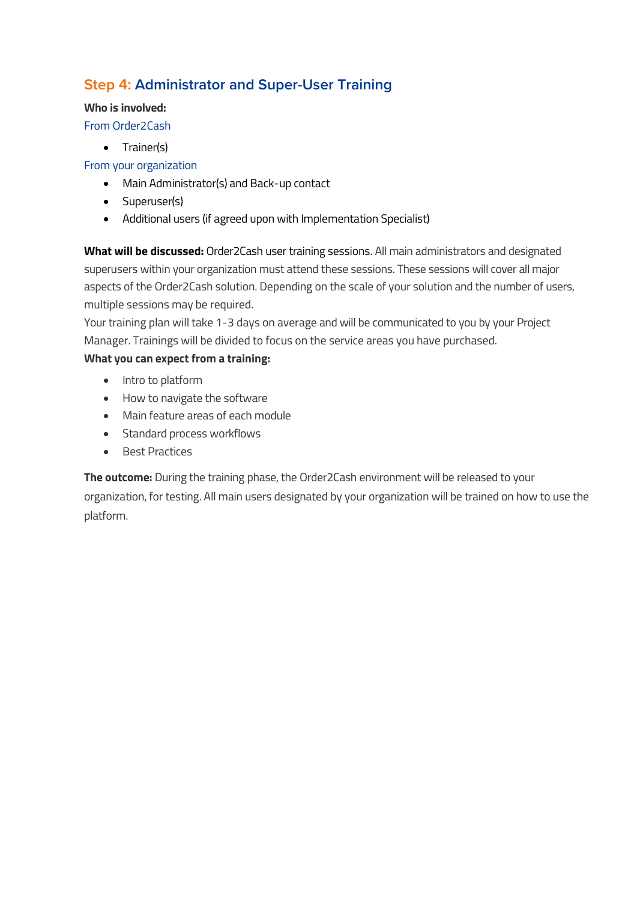## Step 4: Administrator and Super-User Training

**Who is involved:**

From Order2Cash

- Trainer(s)

From your organization

- Main Administrator(s) and Back-up contact
- Superuser(s)
- Additional users (if agreed upon with Implementation Specialist)

**What will be discussed:** Order2Cash user training sessions. All main administrators and designated superusers within your organization must attend these sessions. These sessions will cover all major aspects of the Order2Cash solution. Depending on the scale of your solution and the number of users, multiple sessions may be required.

Your training plan will take 1-3 days on average and will be communicated to you by your Project Manager. Trainings will be divided to focus on the service areas you have purchased.

**What you can expect from a training:**

- Intro to platform
- How to navigate the software
- Main feature areas of each module
- Standard process workflows
- Best Practices

**The outcome:** During the training phase, the Order2Cash environment will be released to your organization, for testing. All main users designated by your organization will be trained on how to use the platform.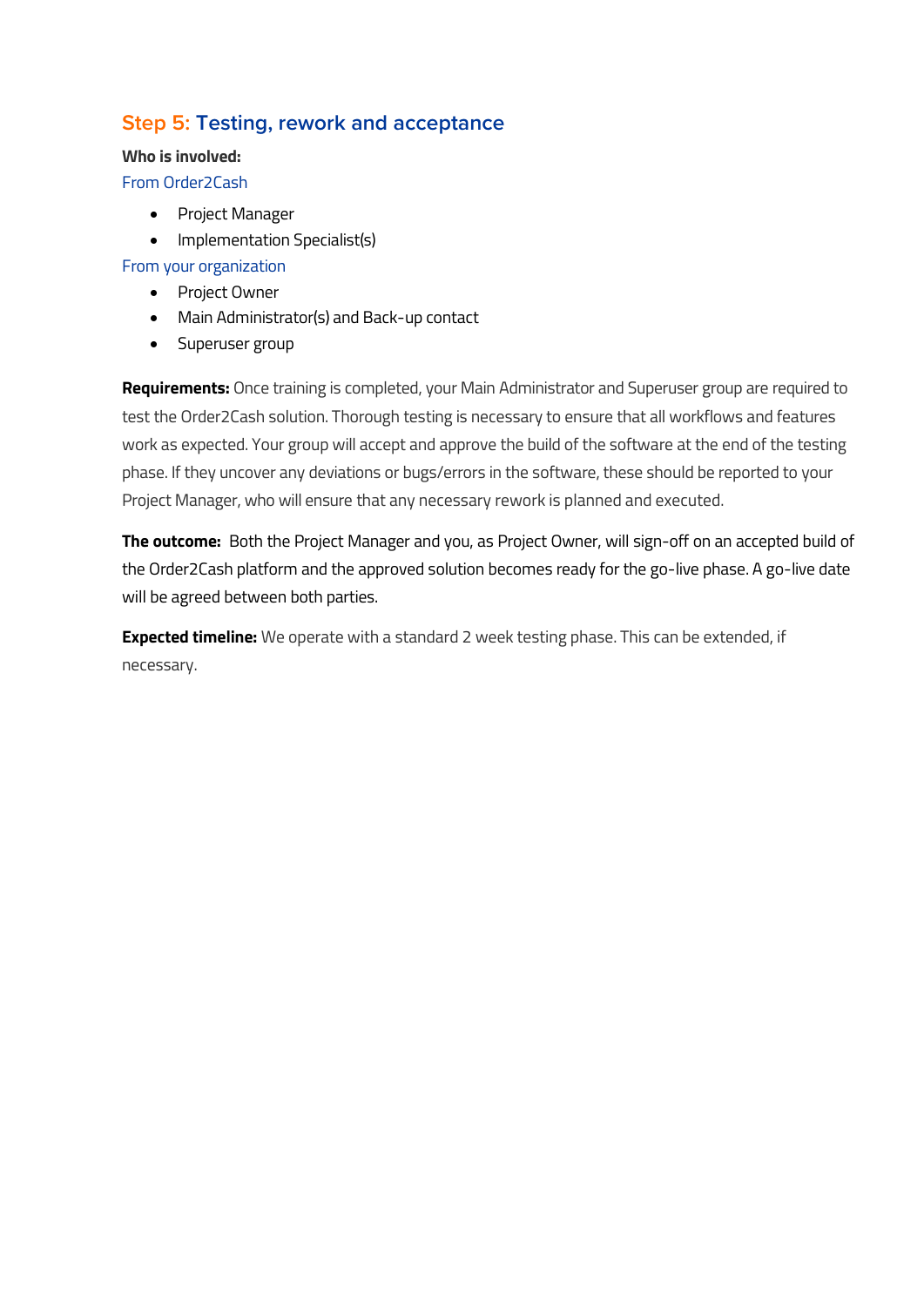## Step 5: Testing, rework and acceptance

**Who is involved:**

From Order2Cash

- Project Manager
- Implementation Specialist(s)

From your organization

- Project Owner
- Main Administrator(s) and Back-up contact
- Superuser group

**Requirements:** Once training is completed, your Main Administrator and Superuser group are required to test the Order2Cash solution. Thorough testing is necessary to ensure that all workflows and features work as expected. Your group will accept and approve the build of the software at the end of the testing phase. If they uncover any deviations or bugs/errors in the software, these should be reported to your Project Manager, who will ensure that any necessary rework is planned and executed.

**The outcome:** Both the Project Manager and you, as Project Owner, will sign-off on an accepted build of the Order2Cash platform and the approved solution becomes ready for the go-live phase. A go-live date will be agreed between both parties.

**Expected timeline:** We operate with a standard 2 week testing phase. This can be extended, if necessary.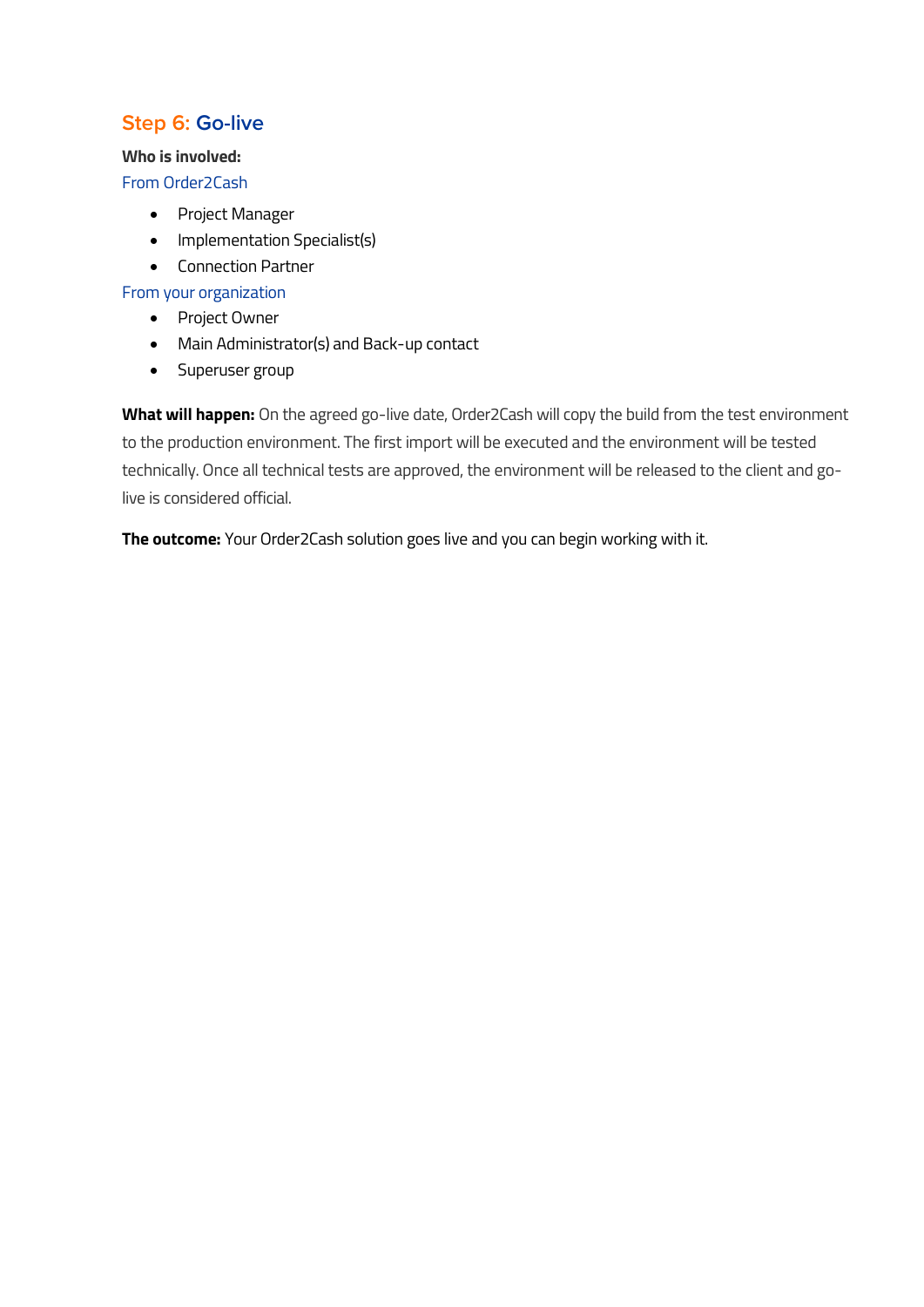## Step 6: Go-live

**Who is involved:**

From Order2Cash

- Project Manager
- Implementation Specialist(s)
- Connection Partner

From your organization

- Project Owner
- Main Administrator(s) and Back-up contact
- Superuser group

**What will happen:** On the agreed go-live date, Order2Cash will copy the build from the test environment to the production environment. The first import will be executed and the environment will be tested technically. Once all technical tests are approved, the environment will be released to the client and go-live is considered official.

**The outcome:** Your Order2Cash solution goes live and you can begin working with it.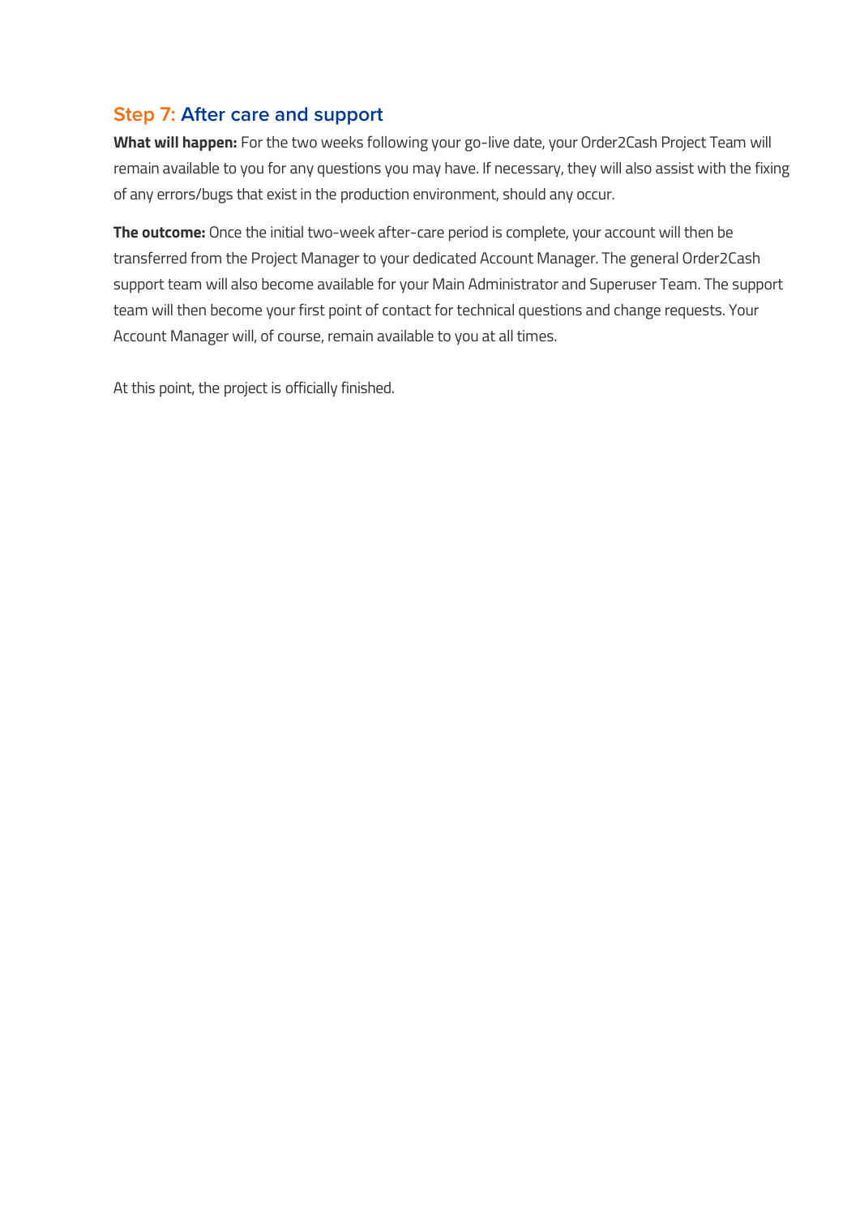## Step 7: After care and support

**What will happen:** For the two weeks following your go-live date, your Order2Cash Project Team will remain available to you for any questions you may have. If necessary, they will also assist with the fixing of any errors/bugs that exist in the production environment, should any occur.

**The outcome:** Once the initial two-week after-care period is complete, your account will then be transferred from the Project Manager to your dedicated Account Manager. The general Order2Cash support team will also become available for your Main Administrator and Superuser Team. The support team will then become your first point of contact for technical questions and change requests. Your Account Manager will, of course, remain available to you at all times.

At this point, the project is officially finished.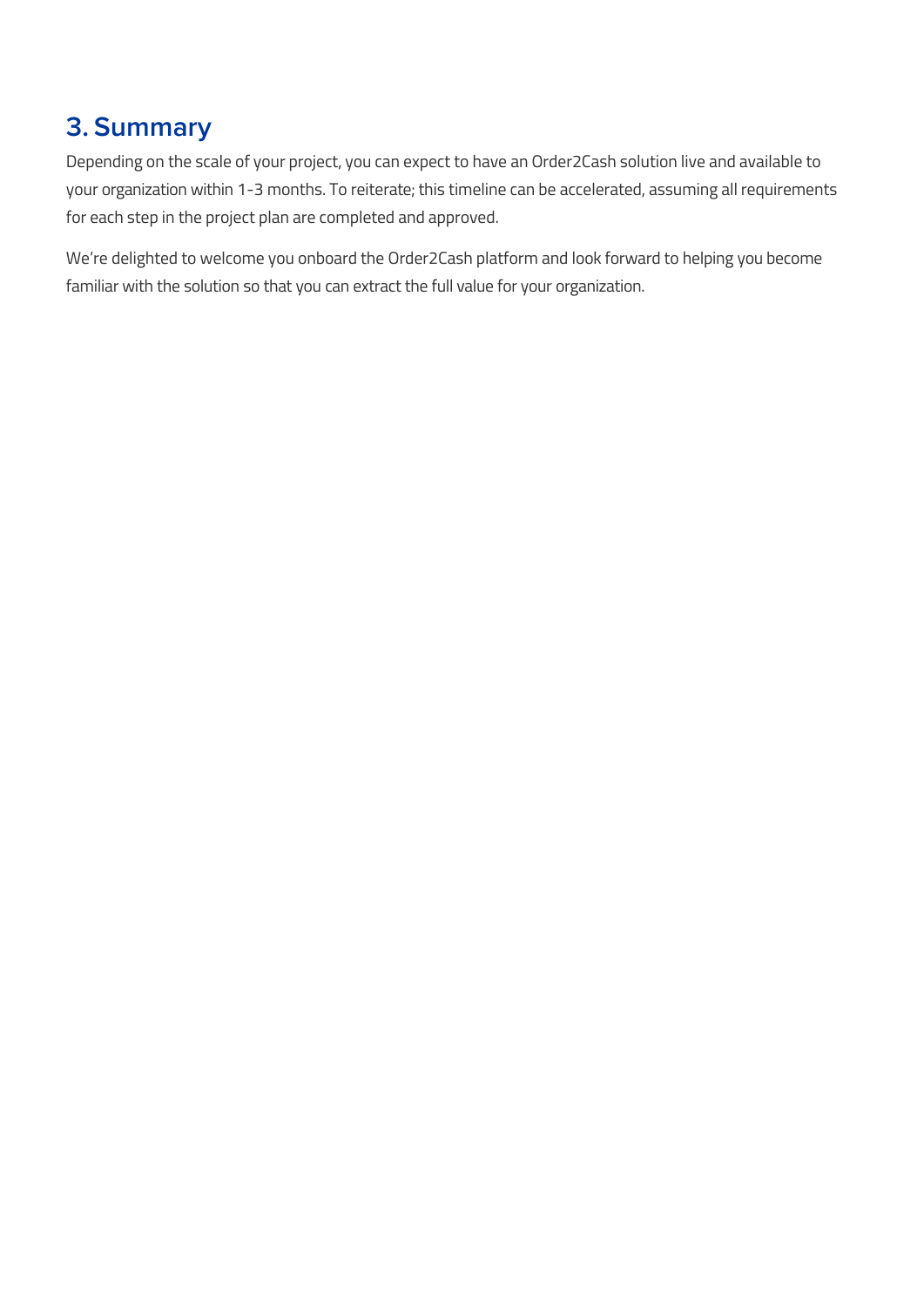## 3. Summary

Depending on the scale of your project, you can expect to have an Order2Cash solution live and available to your organization within 1-3 months. To reiterate; this timeline can be accelerated, assuming all requirements for each step in the project plan are completed and approved.

We're delighted to welcome you onboard the Order2Cash platform and look forward to helping you become familiar with the solution so that you can extract the full value for your organization.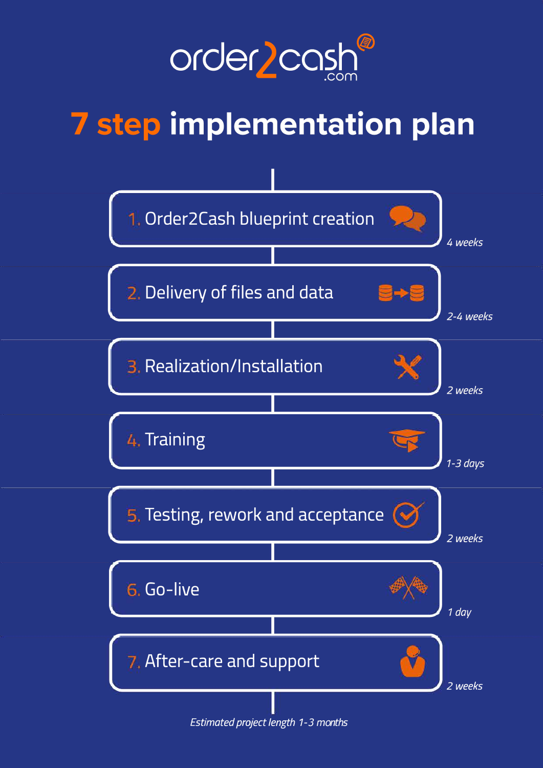order2cash.com

# 7 step implementation plan

1. Order2Cash blueprint creation — *4 weeks*
2. Delivery of files and data — *2-4 weeks*
3. Realization/Installation — *2 weeks*
4. Training — *1-3 days*
5. Testing, rework and acceptance — *2 weeks*
6. Go-live — *1 day*
7. After-care and support — *2 weeks*

*Estimated project length 1-3 months*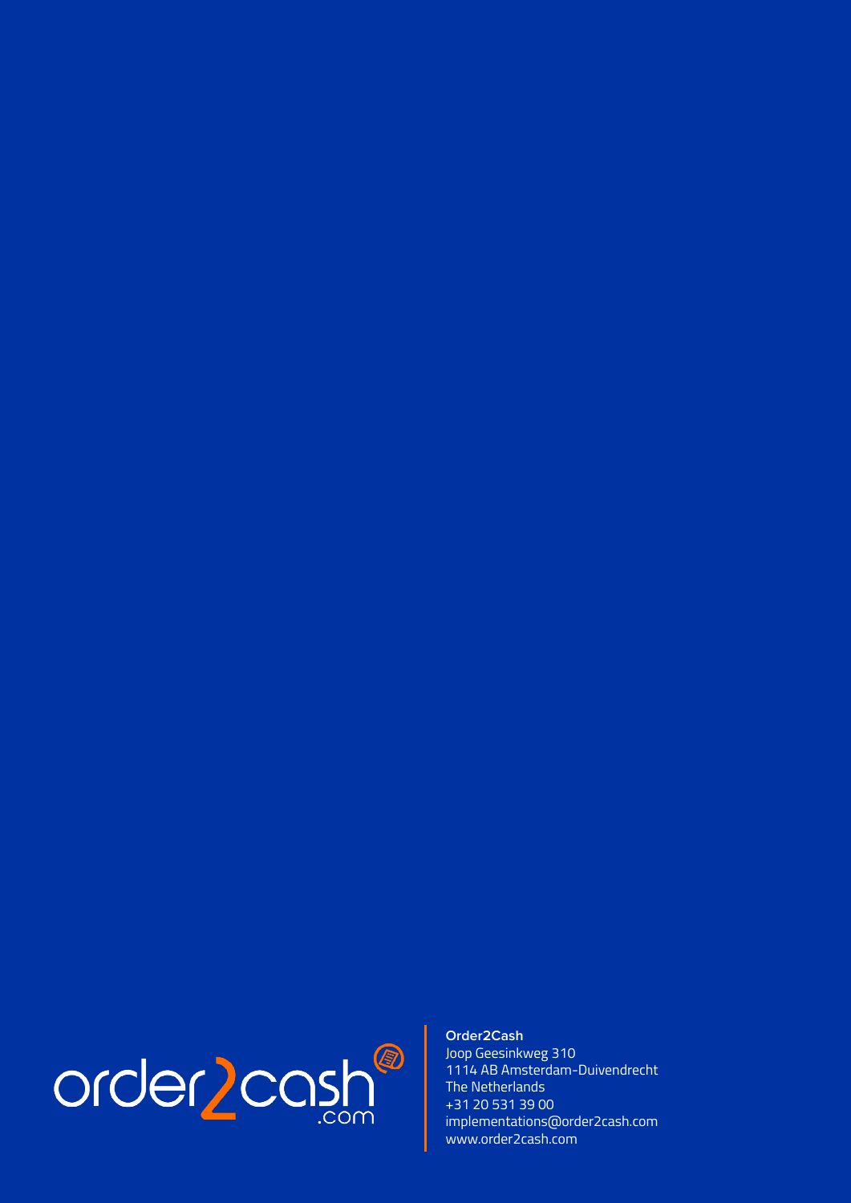order2cash.com

**Order2Cash**
Joop Geesinkweg 310
1114 AB Amsterdam-Duivendrecht
The Netherlands
+31 20 531 39 00
implementations@order2cash.com
www.order2cash.com